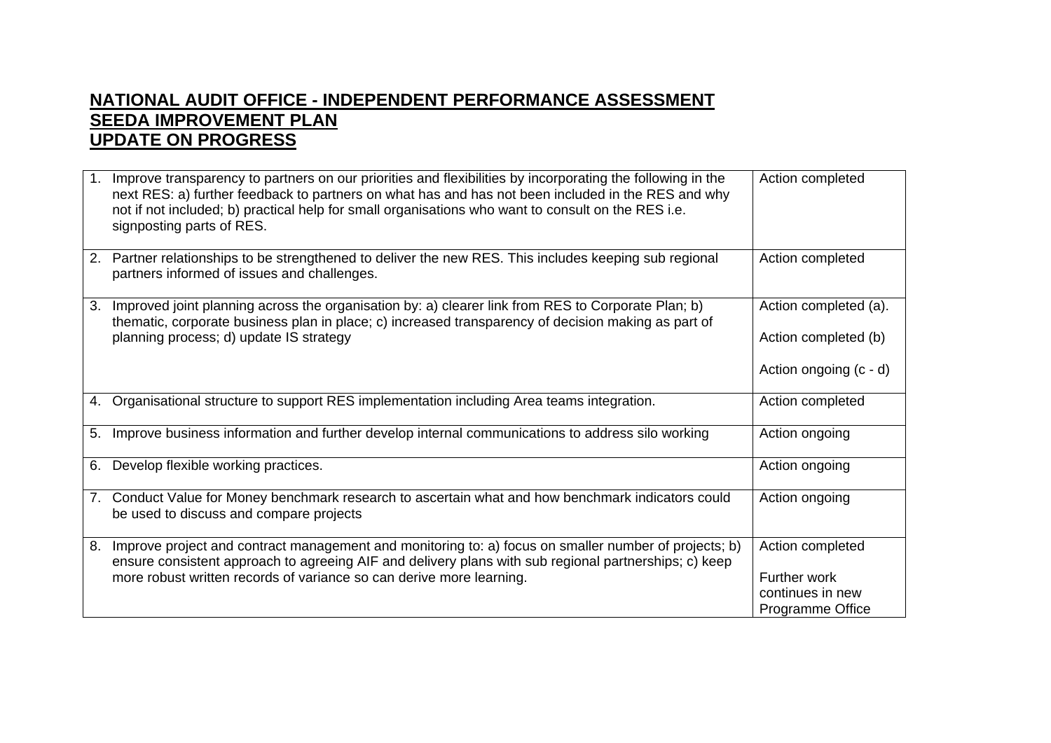**NATIONAL AUDIT OFFICE - INDEPENDENT PERFORMANCE ASSESSMENT**
**SEEDA IMPROVEMENT PLAN**
**UPDATE ON PROGRESS**

| | |
|---|---|
| 1. Improve transparency to partners on our priorities and flexibilities by incorporating the following in the next RES: a) further feedback to partners on what has and has not been included in the RES and why not if not included; b) practical help for small organisations who want to consult on the RES i.e. signposting parts of RES. | Action completed |
| 2. Partner relationships to be strengthened to deliver the new RES. This includes keeping sub regional partners informed of issues and challenges. | Action completed |
| 3. Improved joint planning across the organisation by: a) clearer link from RES to Corporate Plan; b) thematic, corporate business plan in place; c) increased transparency of decision making as part of planning process; d) update IS strategy | Action completed (a).<br><br>Action completed (b)<br><br>Action ongoing (c - d) |
| 4. Organisational structure to support RES implementation including Area teams integration. | Action completed |
| 5. Improve business information and further develop internal communications to address silo working | Action ongoing |
| 6. Develop flexible working practices. | Action ongoing |
| 7. Conduct Value for Money benchmark research to ascertain what and how benchmark indicators could be used to discuss and compare projects | Action ongoing |
| 8. Improve project and contract management and monitoring to: a) focus on smaller number of projects; b) ensure consistent approach to agreeing AIF and delivery plans with sub regional partnerships; c) keep more robust written records of variance so can derive more learning. | Action completed<br><br>Further work continues in new Programme Office |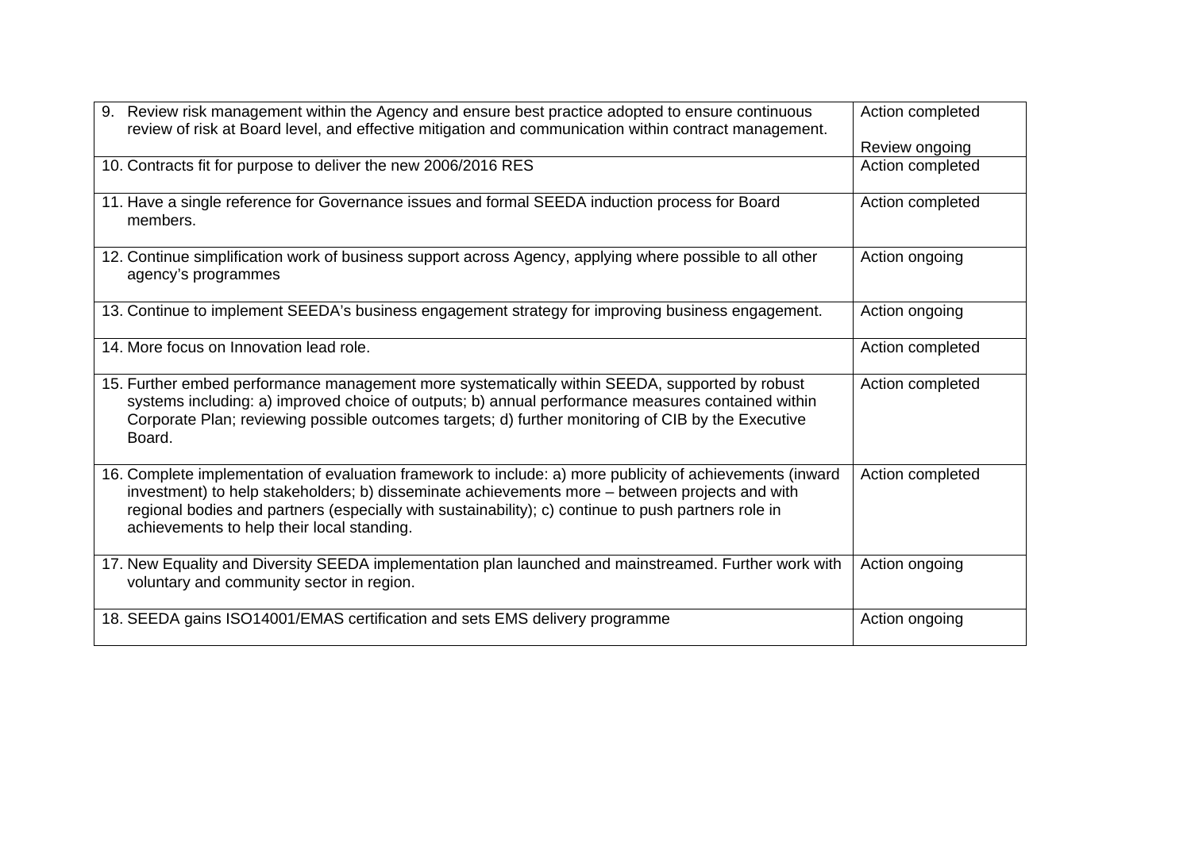| | |
|---|---|
| 9. Review risk management within the Agency and ensure best practice adopted to ensure continuous review of risk at Board level, and effective mitigation and communication within contract management. | Action completed<br><br>Review ongoing |
| 10. Contracts fit for purpose to deliver the new 2006/2016 RES | Action completed |
| 11. Have a single reference for Governance issues and formal SEEDA induction process for Board members. | Action completed |
| 12. Continue simplification work of business support across Agency, applying where possible to all other agency's programmes | Action ongoing |
| 13. Continue to implement SEEDA's business engagement strategy for improving business engagement. | Action ongoing |
| 14. More focus on Innovation lead role. | Action completed |
| 15. Further embed performance management more systematically within SEEDA, supported by robust systems including: a) improved choice of outputs; b) annual performance measures contained within Corporate Plan; reviewing possible outcomes targets; d) further monitoring of CIB by the Executive Board. | Action completed |
| 16. Complete implementation of evaluation framework to include: a) more publicity of achievements (inward investment) to help stakeholders; b) disseminate achievements more – between projects and with regional bodies and partners (especially with sustainability); c) continue to push partners role in achievements to help their local standing. | Action completed |
| 17. New Equality and Diversity SEEDA implementation plan launched and mainstreamed. Further work with voluntary and community sector in region. | Action ongoing |
| 18. SEEDA gains ISO14001/EMAS certification and sets EMS delivery programme | Action ongoing |